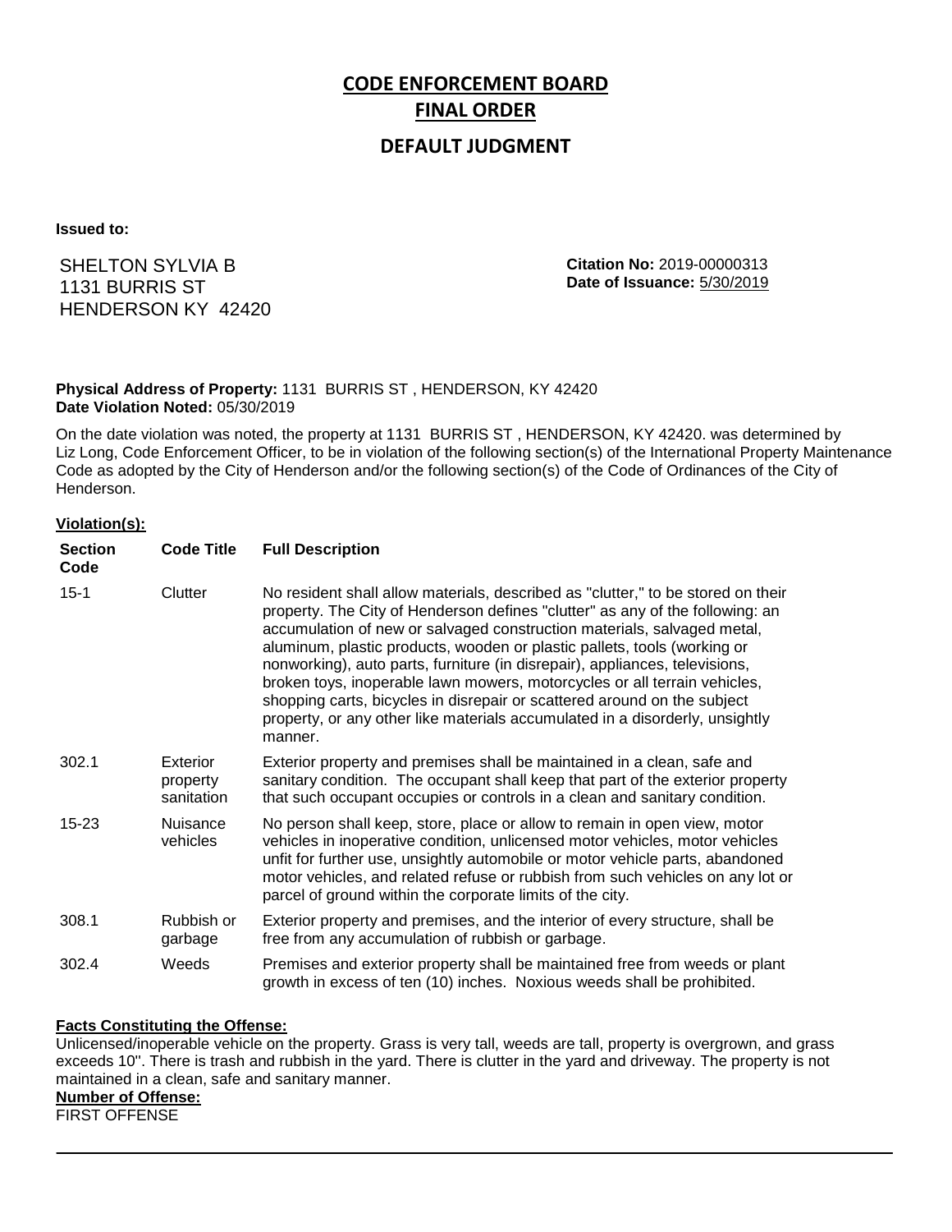# CODE ENFORCEMENT BOARD

## FINAL ORDER

## DEFAULT JUDGMENT

**Issued to:**

SHELTON SYLVIA B
1131 BURRIS ST
HENDERSON KY 42420

**Citation No:** 2019-00000313
**Date of Issuance:** 5/30/2019

**Physical Address of Property:** 1131 BURRIS ST , HENDERSON, KY 42420
**Date Violation Noted:** 05/30/2019

On the date violation was noted, the property at 1131 BURRIS ST , HENDERSON, KY 42420. was determined by Liz Long, Code Enforcement Officer, to be in violation of the following section(s) of the International Property Maintenance Code as adopted by the City of Henderson and/or the following section(s) of the Code of Ordinances of the City of Henderson.

**Violation(s):**

| Section Code | Code Title | Full Description |
|---|---|---|
| 15-1 | Clutter | No resident shall allow materials, described as "clutter," to be stored on their property. The City of Henderson defines "clutter" as any of the following: an accumulation of new or salvaged construction materials, salvaged metal, aluminum, plastic products, wooden or plastic pallets, tools (working or nonworking), auto parts, furniture (in disrepair), appliances, televisions, broken toys, inoperable lawn mowers, motorcycles or all terrain vehicles, shopping carts, bicycles in disrepair or scattered around on the subject property, or any other like materials accumulated in a disorderly, unsightly manner. |
| 302.1 | Exterior property sanitation | Exterior property and premises shall be maintained in a clean, safe and sanitary condition. The occupant shall keep that part of the exterior property that such occupant occupies or controls in a clean and sanitary condition. |
| 15-23 | Nuisance vehicles | No person shall keep, store, place or allow to remain in open view, motor vehicles in inoperative condition, unlicensed motor vehicles, motor vehicles unfit for further use, unsightly automobile or motor vehicle parts, abandoned motor vehicles, and related refuse or rubbish from such vehicles on any lot or parcel of ground within the corporate limits of the city. |
| 308.1 | Rubbish or garbage | Exterior property and premises, and the interior of every structure, shall be free from any accumulation of rubbish or garbage. |
| 302.4 | Weeds | Premises and exterior property shall be maintained free from weeds or plant growth in excess of ten (10) inches. Noxious weeds shall be prohibited. |

**Facts Constituting the Offense:**
Unlicensed/inoperable vehicle on the property. Grass is very tall, weeds are tall, property is overgrown, and grass exceeds 10''. There is trash and rubbish in the yard. There is clutter in the yard and driveway. The property is not maintained in a clean, safe and sanitary manner.

**Number of Offense:**
FIRST OFFENSE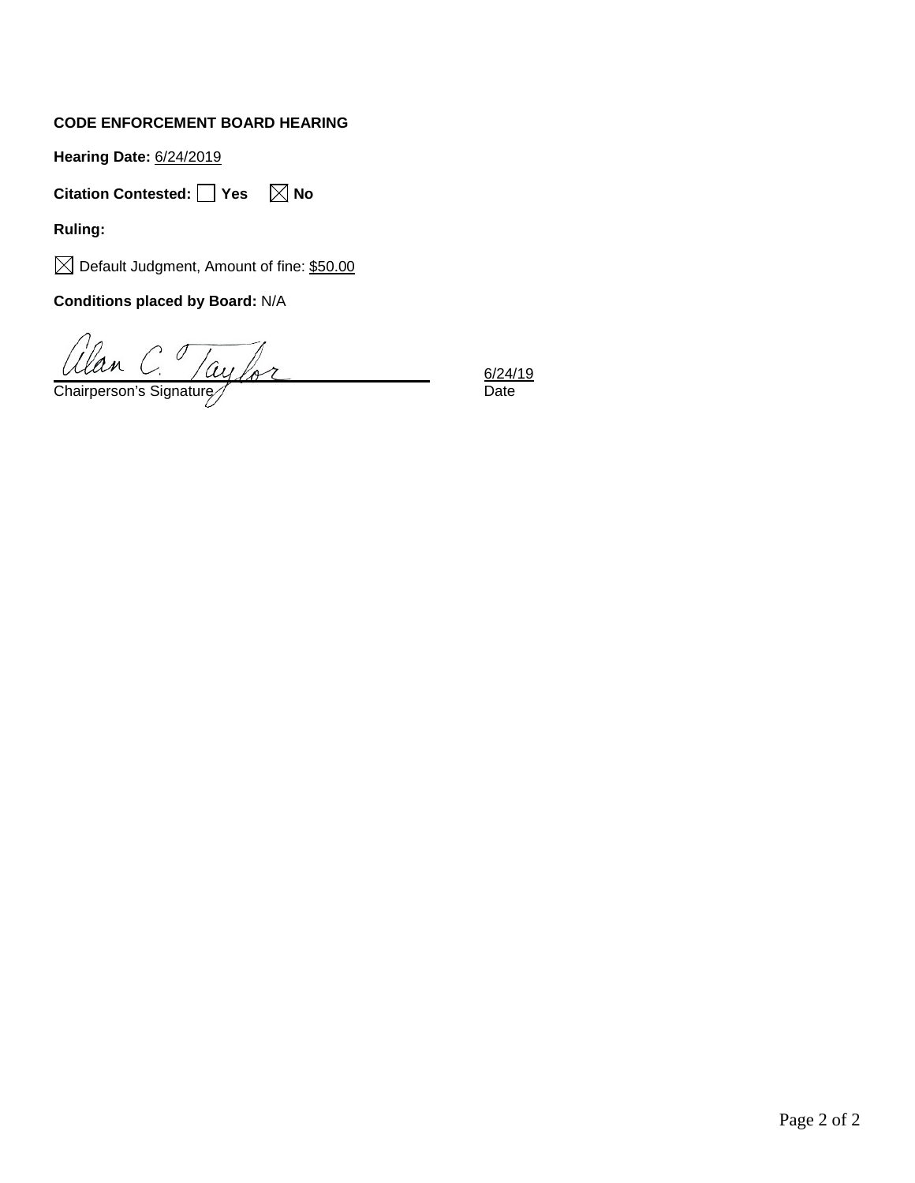**CODE ENFORCEMENT BOARD HEARING**

**Hearing Date:** 6/24/2019

**Citation Contested:** ☐ **Yes** ☒ **No**

**Ruling:**

☒ Default Judgment, Amount of fine: $50.00

**Conditions placed by Board:** N/A

Alan C. Taylor

Chairperson's Signature

6/24/19

Date